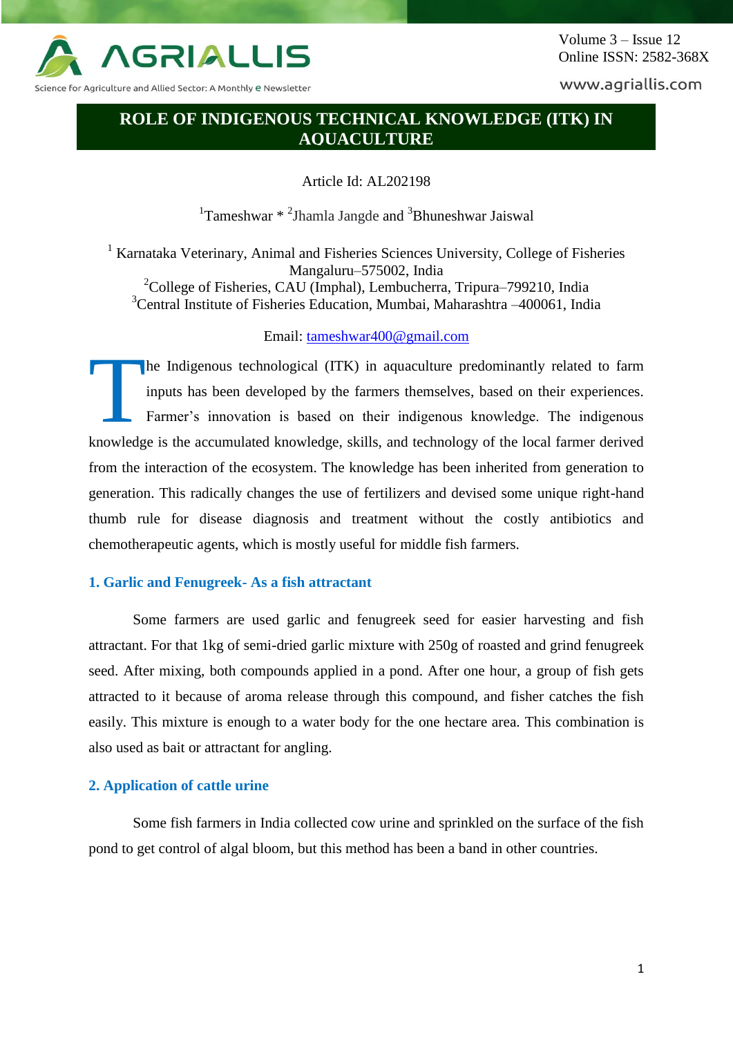# ROLE OF INDIGENOUS TECHNICAL KNOWLEDGE (ITK) IN AQUACULTURE

Article Id: AL202198

[1]Tameshwar * [2]Jhamla Jangde and [3]Bhuneshwar Jaiswal

[1] Karnataka Veterinary, Animal and Fisheries Sciences University, College of Fisheries Mangaluru–575002, India
[2]College of Fisheries, CAU (Imphal), Lembucherra, Tripura–799210, India
[3]Central Institute of Fisheries Education, Mumbai, Maharashtra –400061, India

Email: tameshwar400@gmail.com

The Indigenous technological (ITK) in aquaculture predominantly related to farm inputs has been developed by the farmers themselves, based on their experiences. Farmer's innovation is based on their indigenous knowledge. The indigenous knowledge is the accumulated knowledge, skills, and technology of the local farmer derived from the interaction of the ecosystem. The knowledge has been inherited from generation to generation. This radically changes the use of fertilizers and devised some unique right-hand thumb rule for disease diagnosis and treatment without the costly antibiotics and chemotherapeutic agents, which is mostly useful for middle fish farmers.

### 1. Garlic and Fenugreek- As a fish attractant

Some farmers are used garlic and fenugreek seed for easier harvesting and fish attractant. For that 1kg of semi-dried garlic mixture with 250g of roasted and grind fenugreek seed. After mixing, both compounds applied in a pond. After one hour, a group of fish gets attracted to it because of aroma release through this compound, and fisher catches the fish easily. This mixture is enough to a water body for the one hectare area. This combination is also used as bait or attractant for angling.

### 2. Application of cattle urine

Some fish farmers in India collected cow urine and sprinkled on the surface of the fish pond to get control of algal bloom, but this method has been a band in other countries.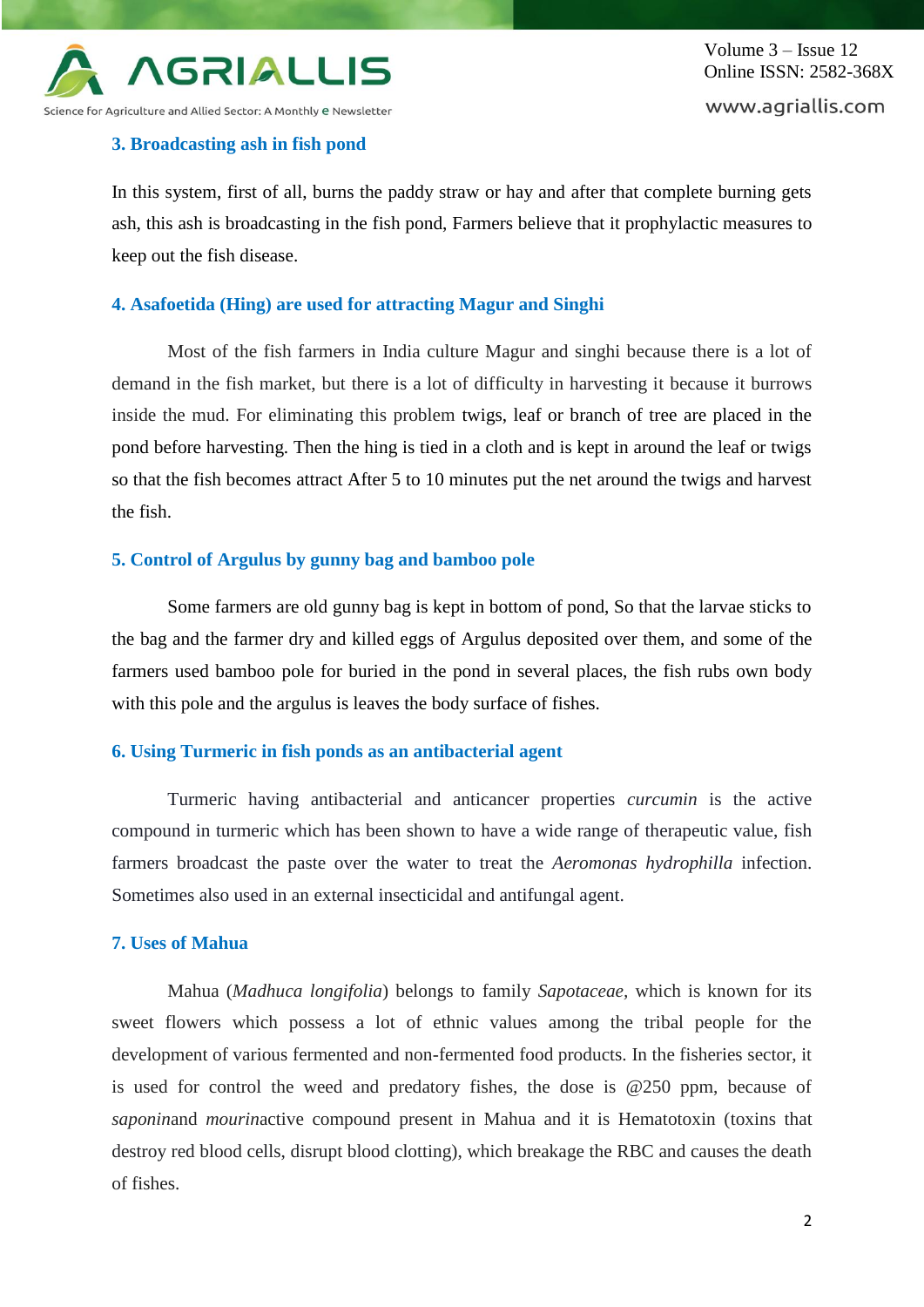### 3. Broadcasting ash in fish pond

In this system, first of all, burns the paddy straw or hay and after that complete burning gets ash, this ash is broadcasting in the fish pond, Farmers believe that it prophylactic measures to keep out the fish disease.

### 4. Asafoetida (Hing) are used for attracting Magur and Singhi

Most of the fish farmers in India culture Magur and singhi because there is a lot of demand in the fish market, but there is a lot of difficulty in harvesting it because it burrows inside the mud. For eliminating this problem twigs, leaf or branch of tree are placed in the pond before harvesting. Then the hing is tied in a cloth and is kept in around the leaf or twigs so that the fish becomes attract After 5 to 10 minutes put the net around the twigs and harvest the fish.

### 5. Control of Argulus by gunny bag and bamboo pole

Some farmers are old gunny bag is kept in bottom of pond, So that the larvae sticks to the bag and the farmer dry and killed eggs of Argulus deposited over them, and some of the farmers used bamboo pole for buried in the pond in several places, the fish rubs own body with this pole and the argulus is leaves the body surface of fishes.

### 6. Using Turmeric in fish ponds as an antibacterial agent

Turmeric having antibacterial and anticancer properties *curcumin* is the active compound in turmeric which has been shown to have a wide range of therapeutic value, fish farmers broadcast the paste over the water to treat the *Aeromonas hydrophilla* infection. Sometimes also used in an external insecticidal and antifungal agent.

### 7. Uses of Mahua

Mahua (*Madhuca longifolia*) belongs to family *Sapotaceae*, which is known for its sweet flowers which possess a lot of ethnic values among the tribal people for the development of various fermented and non-fermented food products. In the fisheries sector, it is used for control the weed and predatory fishes, the dose is @250 ppm, because of *saponin*and *mourin*active compound present in Mahua and it is Hematotoxin (toxins that destroy red blood cells, disrupt blood clotting), which breakage the RBC and causes the death of fishes.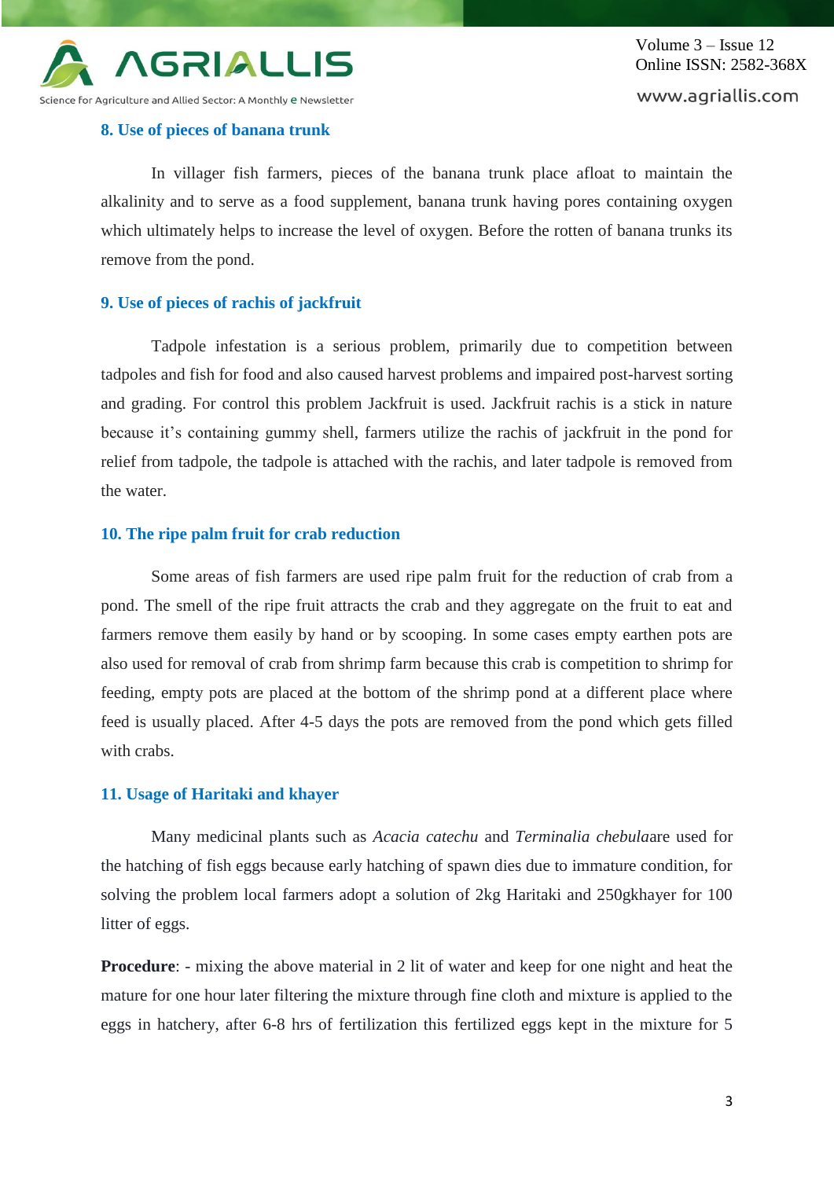### 8. Use of pieces of banana trunk

In villager fish farmers, pieces of the banana trunk place afloat to maintain the alkalinity and to serve as a food supplement, banana trunk having pores containing oxygen which ultimately helps to increase the level of oxygen. Before the rotten of banana trunks its remove from the pond.

### 9. Use of pieces of rachis of jackfruit

Tadpole infestation is a serious problem, primarily due to competition between tadpoles and fish for food and also caused harvest problems and impaired post-harvest sorting and grading. For control this problem Jackfruit is used. Jackfruit rachis is a stick in nature because it's containing gummy shell, farmers utilize the rachis of jackfruit in the pond for relief from tadpole, the tadpole is attached with the rachis, and later tadpole is removed from the water.

### 10. The ripe palm fruit for crab reduction

Some areas of fish farmers are used ripe palm fruit for the reduction of crab from a pond. The smell of the ripe fruit attracts the crab and they aggregate on the fruit to eat and farmers remove them easily by hand or by scooping. In some cases empty earthen pots are also used for removal of crab from shrimp farm because this crab is competition to shrimp for feeding, empty pots are placed at the bottom of the shrimp pond at a different place where feed is usually placed. After 4-5 days the pots are removed from the pond which gets filled with crabs.

### 11. Usage of Haritaki and khayer

Many medicinal plants such as *Acacia catechu* and *Terminalia chebula*are used for the hatching of fish eggs because early hatching of spawn dies due to immature condition, for solving the problem local farmers adopt a solution of 2kg Haritaki and 250gkhayer for 100 litter of eggs.

**Procedure**: - mixing the above material in 2 lit of water and keep for one night and heat the mature for one hour later filtering the mixture through fine cloth and mixture is applied to the eggs in hatchery, after 6-8 hrs of fertilization this fertilized eggs kept in the mixture for 5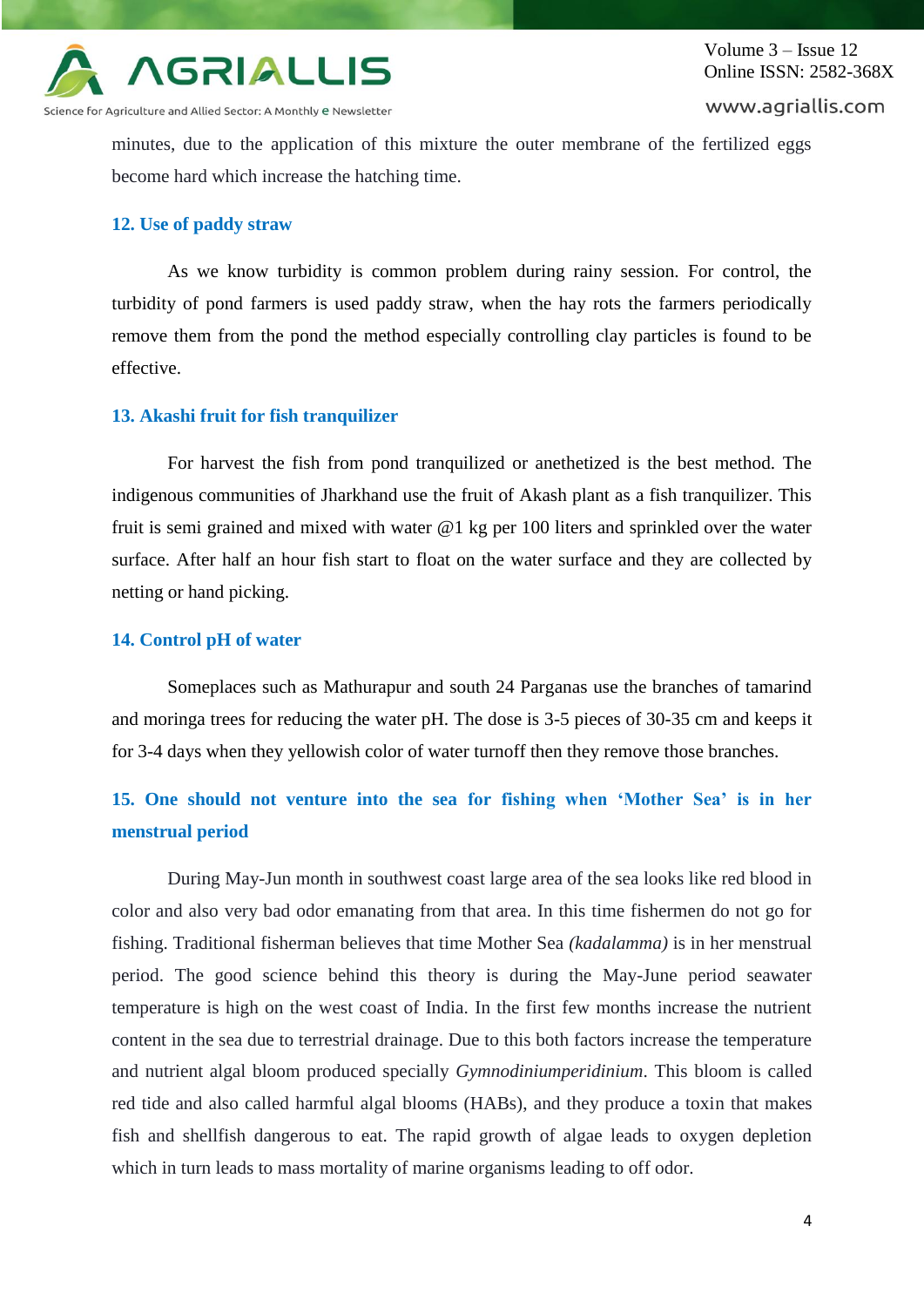minutes, due to the application of this mixture the outer membrane of the fertilized eggs become hard which increase the hatching time.

### 12. Use of paddy straw

As we know turbidity is common problem during rainy session. For control, the turbidity of pond farmers is used paddy straw, when the hay rots the farmers periodically remove them from the pond the method especially controlling clay particles is found to be effective.

### 13. Akashi fruit for fish tranquilizer

For harvest the fish from pond tranquilized or anethetized is the best method. The indigenous communities of Jharkhand use the fruit of Akash plant as a fish tranquilizer. This fruit is semi grained and mixed with water @1 kg per 100 liters and sprinkled over the water surface. After half an hour fish start to float on the water surface and they are collected by netting or hand picking.

### 14. Control pH of water

Someplaces such as Mathurapur and south 24 Parganas use the branches of tamarind and moringa trees for reducing the water pH. The dose is 3-5 pieces of 30-35 cm and keeps it for 3-4 days when they yellowish color of water turnoff then they remove those branches.

### 15. One should not venture into the sea for fishing when 'Mother Sea' is in her menstrual period

During May-Jun month in southwest coast large area of the sea looks like red blood in color and also very bad odor emanating from that area. In this time fishermen do not go for fishing. Traditional fisherman believes that time Mother Sea *(kadalamma)* is in her menstrual period. The good science behind this theory is during the May-June period seawater temperature is high on the west coast of India. In the first few months increase the nutrient content in the sea due to terrestrial drainage. Due to this both factors increase the temperature and nutrient algal bloom produced specially *Gymnodiniumperidinium*. This bloom is called red tide and also called harmful algal blooms (HABs), and they produce a toxin that makes fish and shellfish dangerous to eat. The rapid growth of algae leads to oxygen depletion which in turn leads to mass mortality of marine organisms leading to off odor.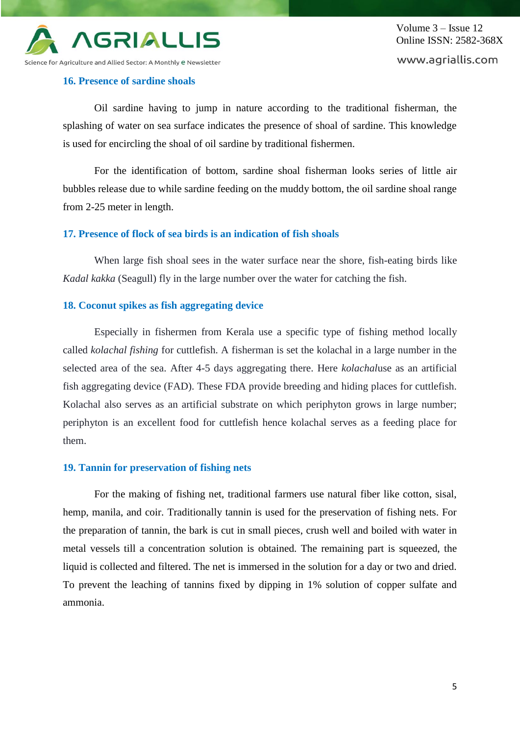### 16. Presence of sardine shoals

Oil sardine having to jump in nature according to the traditional fisherman, the splashing of water on sea surface indicates the presence of shoal of sardine. This knowledge is used for encircling the shoal of oil sardine by traditional fishermen.

For the identification of bottom, sardine shoal fisherman looks series of little air bubbles release due to while sardine feeding on the muddy bottom, the oil sardine shoal range from 2-25 meter in length.

### 17. Presence of flock of sea birds is an indication of fish shoals

When large fish shoal sees in the water surface near the shore, fish-eating birds like *Kadal kakka* (Seagull) fly in the large number over the water for catching the fish.

### 18. Coconut spikes as fish aggregating device

Especially in fishermen from Kerala use a specific type of fishing method locally called *kolachal fishing* for cuttlefish. A fisherman is set the kolachal in a large number in the selected area of the sea. After 4-5 days aggregating there. Here *kolachal*use as an artificial fish aggregating device (FAD). These FDA provide breeding and hiding places for cuttlefish. Kolachal also serves as an artificial substrate on which periphyton grows in large number; periphyton is an excellent food for cuttlefish hence kolachal serves as a feeding place for them.

### 19. Tannin for preservation of fishing nets

For the making of fishing net, traditional farmers use natural fiber like cotton, sisal, hemp, manila, and coir. Traditionally tannin is used for the preservation of fishing nets. For the preparation of tannin, the bark is cut in small pieces, crush well and boiled with water in metal vessels till a concentration solution is obtained. The remaining part is squeezed, the liquid is collected and filtered. The net is immersed in the solution for a day or two and dried. To prevent the leaching of tannins fixed by dipping in 1% solution of copper sulfate and ammonia.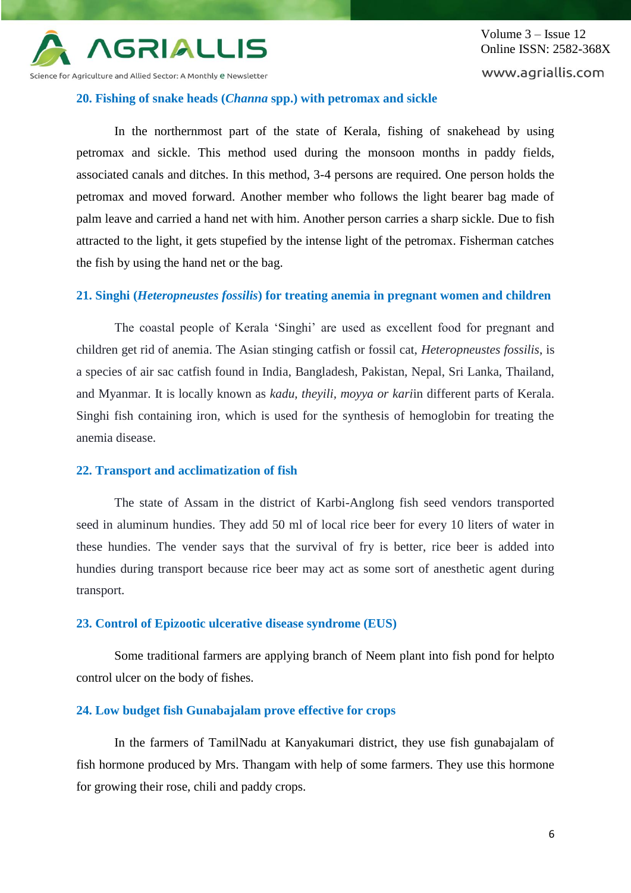### 20. Fishing of snake heads (*Channa* spp.) with petromax and sickle

In the northernmost part of the state of Kerala, fishing of snakehead by using petromax and sickle. This method used during the monsoon months in paddy fields, associated canals and ditches. In this method, 3-4 persons are required. One person holds the petromax and moved forward. Another member who follows the light bearer bag made of palm leave and carried a hand net with him. Another person carries a sharp sickle. Due to fish attracted to the light, it gets stupefied by the intense light of the petromax. Fisherman catches the fish by using the hand net or the bag.

### 21. Singhi (*Heteropneustes fossilis*) for treating anemia in pregnant women and children

The coastal people of Kerala 'Singhi' are used as excellent food for pregnant and children get rid of anemia. The Asian stinging catfish or fossil cat, *Heteropneustes fossilis*, is a species of air sac catfish found in India, Bangladesh, Pakistan, Nepal, Sri Lanka, Thailand, and Myanmar. It is locally known as *kadu, theyili, moyya or kari*in different parts of Kerala. Singhi fish containing iron, which is used for the synthesis of hemoglobin for treating the anemia disease.

### 22. Transport and acclimatization of fish

The state of Assam in the district of Karbi-Anglong fish seed vendors transported seed in aluminum hundies. They add 50 ml of local rice beer for every 10 liters of water in these hundies. The vender says that the survival of fry is better, rice beer is added into hundies during transport because rice beer may act as some sort of anesthetic agent during transport.

### 23. Control of Epizootic ulcerative disease syndrome (EUS)

Some traditional farmers are applying branch of Neem plant into fish pond for helpto control ulcer on the body of fishes.

### 24. Low budget fish Gunabajalam prove effective for crops

In the farmers of TamilNadu at Kanyakumari district, they use fish gunabajalam of fish hormone produced by Mrs. Thangam with help of some farmers. They use this hormone for growing their rose, chili and paddy crops.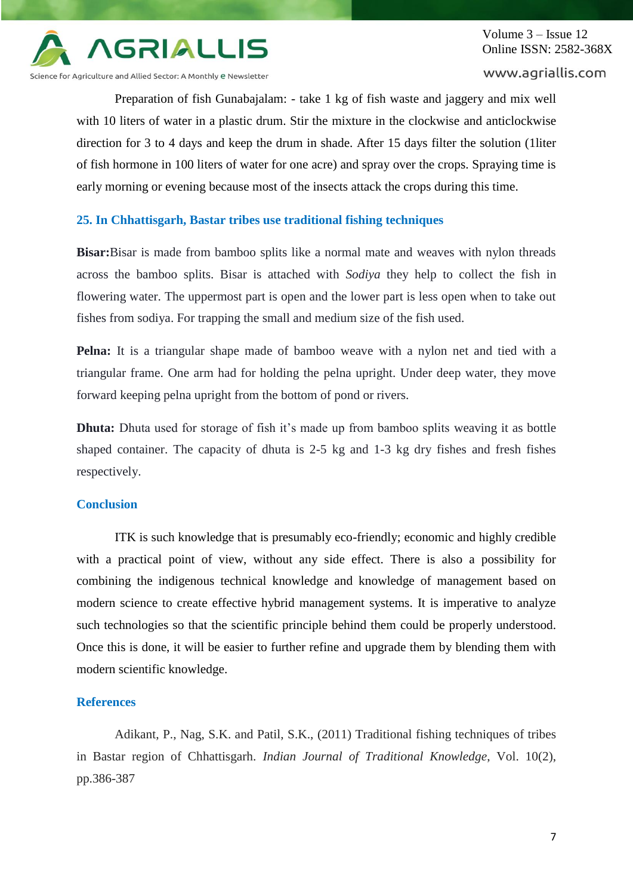Preparation of fish Gunabajalam: - take 1 kg of fish waste and jaggery and mix well with 10 liters of water in a plastic drum. Stir the mixture in the clockwise and anticlockwise direction for 3 to 4 days and keep the drum in shade. After 15 days filter the solution (1liter of fish hormone in 100 liters of water for one acre) and spray over the crops. Spraying time is early morning or evening because most of the insects attack the crops during this time.

## 25. In Chhattisgarh, Bastar tribes use traditional fishing techniques

**Bisar:**Bisar is made from bamboo splits like a normal mate and weaves with nylon threads across the bamboo splits. Bisar is attached with *Sodiya* they help to collect the fish in flowering water. The uppermost part is open and the lower part is less open when to take out fishes from sodiya. For trapping the small and medium size of the fish used.

**Pelna:** It is a triangular shape made of bamboo weave with a nylon net and tied with a triangular frame. One arm had for holding the pelna upright. Under deep water, they move forward keeping pelna upright from the bottom of pond or rivers.

**Dhuta:** Dhuta used for storage of fish it's made up from bamboo splits weaving it as bottle shaped container. The capacity of dhuta is 2-5 kg and 1-3 kg dry fishes and fresh fishes respectively.

## Conclusion

ITK is such knowledge that is presumably eco-friendly; economic and highly credible with a practical point of view, without any side effect. There is also a possibility for combining the indigenous technical knowledge and knowledge of management based on modern science to create effective hybrid management systems. It is imperative to analyze such technologies so that the scientific principle behind them could be properly understood. Once this is done, it will be easier to further refine and upgrade them by blending them with modern scientific knowledge.

## References

Adikant, P., Nag, S.K. and Patil, S.K., (2011) Traditional fishing techniques of tribes in Bastar region of Chhattisgarh. *Indian Journal of Traditional Knowledge*, Vol. 10(2), pp.386-387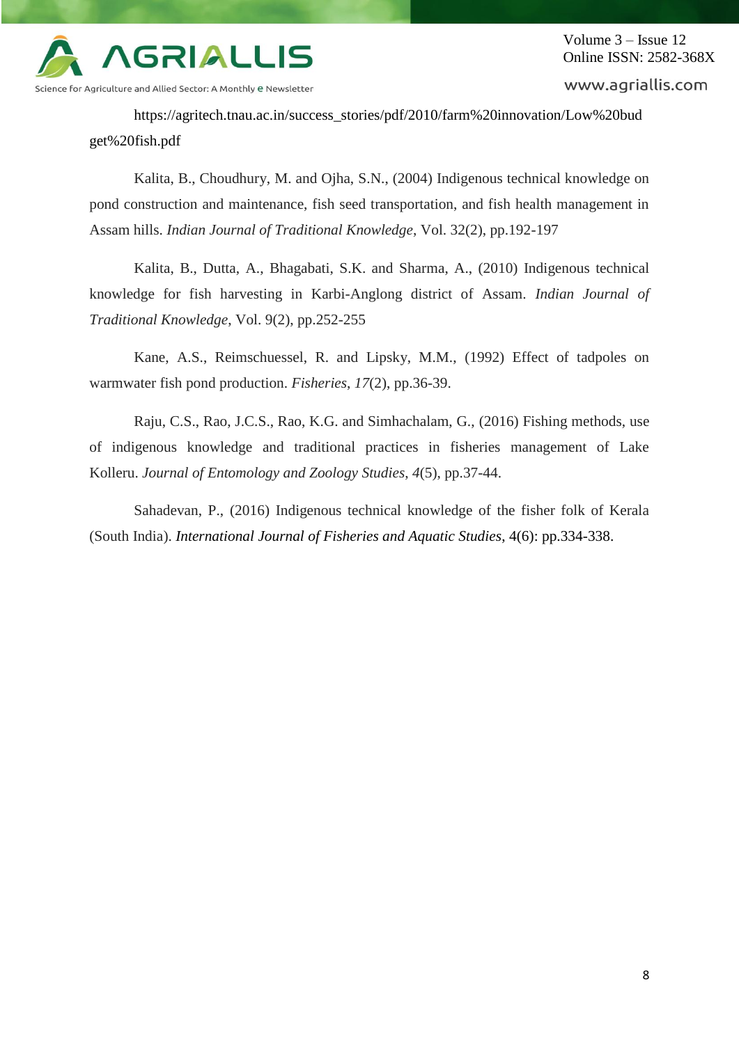https://agritech.tnau.ac.in/success_stories/pdf/2010/farm%20innovation/Low%20budget%20fish.pdf

Kalita, B., Choudhury, M. and Ojha, S.N., (2004) Indigenous technical knowledge on pond construction and maintenance, fish seed transportation, and fish health management in Assam hills. *Indian Journal of Traditional Knowledge*, Vol. 32(2), pp.192-197

Kalita, B., Dutta, A., Bhagabati, S.K. and Sharma, A., (2010) Indigenous technical knowledge for fish harvesting in Karbi-Anglong district of Assam. *Indian Journal of Traditional Knowledge*, Vol. 9(2), pp.252-255

Kane, A.S., Reimschuessel, R. and Lipsky, M.M., (1992) Effect of tadpoles on warmwater fish pond production. *Fisheries*, *17*(2), pp.36-39.

Raju, C.S., Rao, J.C.S., Rao, K.G. and Simhachalam, G., (2016) Fishing methods, use of indigenous knowledge and traditional practices in fisheries management of Lake Kolleru. *Journal of Entomology and Zoology Studies*, *4*(5), pp.37-44.

Sahadevan, P., (2016) Indigenous technical knowledge of the fisher folk of Kerala (South India). *International Journal of Fisheries and Aquatic Studies*, 4(6): pp.334-338.